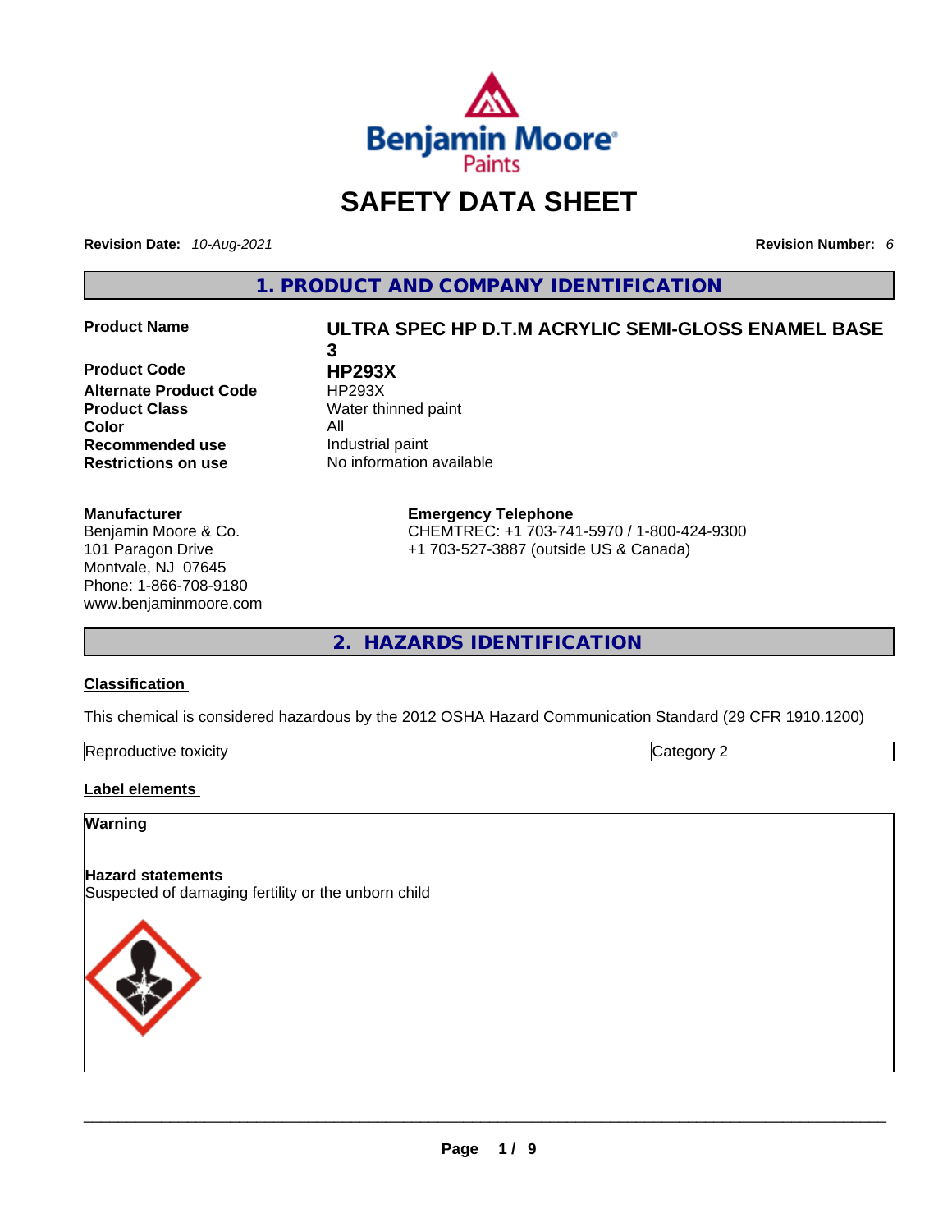# SAFETY DATA SHEET

**Revision Date:** *10-Aug-2021* **Revision Number:** *6*

## 1. PRODUCT AND COMPANY IDENTIFICATION

| | |
|---|---|
| **Product Name** | **ULTRA SPEC HP D.T.M ACRYLIC SEMI-GLOSS ENAMEL BASE 3** |
| **Product Code** | **HP293X** |
| **Alternate Product Code** | HP293X |
| **Product Class** | Water thinned paint |
| **Color** | All |
| **Recommended use** | Industrial paint |
| **Restrictions on use** | No information available |

**Manufacturer**
Benjamin Moore & Co.
101 Paragon Drive
Montvale, NJ 07645
Phone: 1-866-708-9180
www.benjaminmoore.com

**Emergency Telephone**
CHEMTREC: +1 703-741-5970 / 1-800-424-9300
+1 703-527-3887 (outside US & Canada)

## 2. HAZARDS IDENTIFICATION

**Classification**

This chemical is considered hazardous by the 2012 OSHA Hazard Communication Standard (29 CFR 1910.1200)

| | |
|---|---|
| Reproductive toxicity | Category 2 |

**Label elements**

**Warning**

**Hazard statements**
Suspected of damaging fertility or the unborn child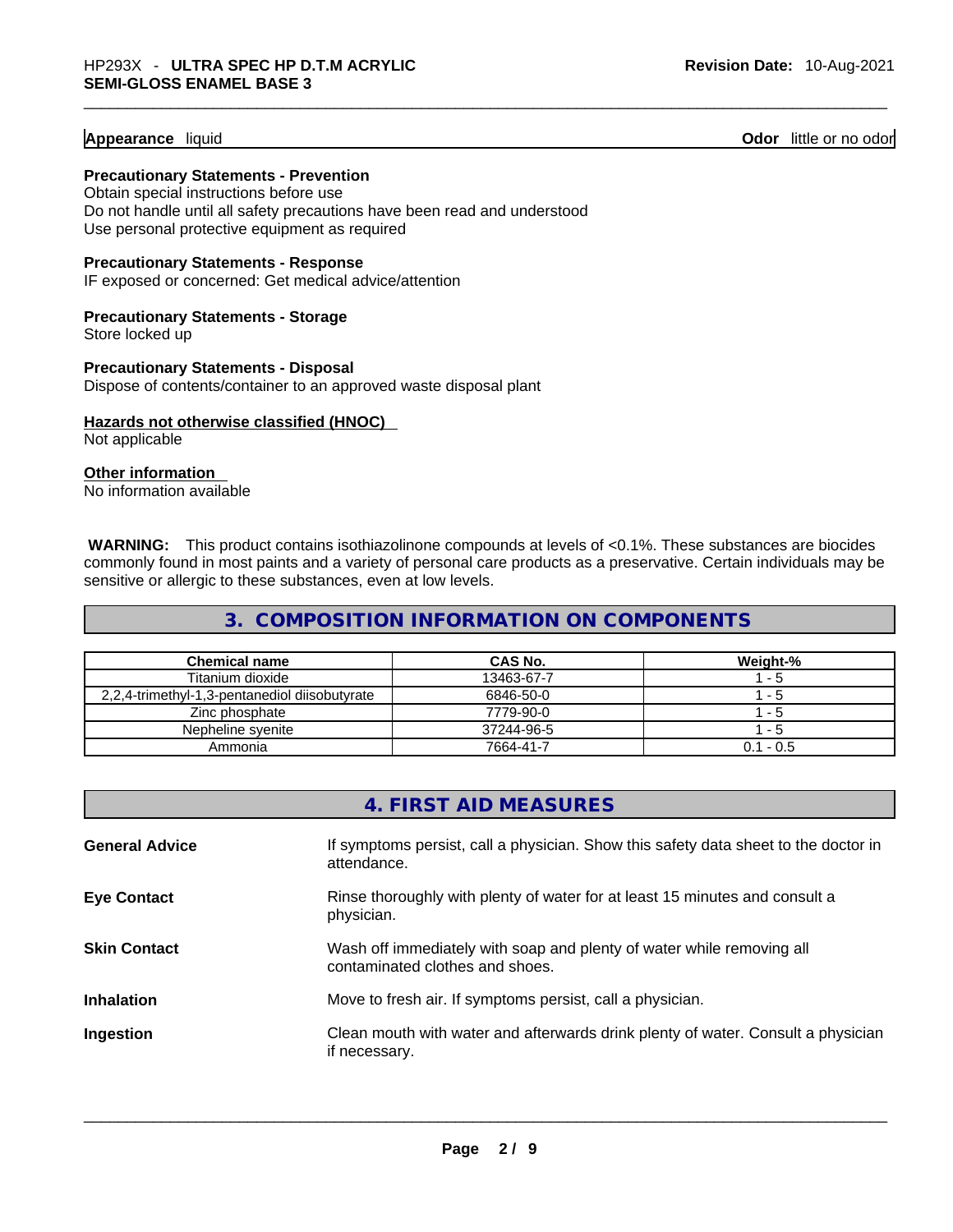**Appearance** liquid **Odor** little or no odor

**Precautionary Statements - Prevention**

Obtain special instructions before use
Do not handle until all safety precautions have been read and understood
Use personal protective equipment as required

**Precautionary Statements - Response**

IF exposed or concerned: Get medical advice/attention

**Precautionary Statements - Storage**

Store locked up

**Precautionary Statements - Disposal**

Dispose of contents/container to an approved waste disposal plant

**Hazards not otherwise classified (HNOC)**

Not applicable

**Other information**

No information available

**WARNING:** This product contains isothiazolinone compounds at levels of <0.1%. These substances are biocides commonly found in most paints and a variety of personal care products as a preservative. Certain individuals may be sensitive or allergic to these substances, even at low levels.

## 3. COMPOSITION INFORMATION ON COMPONENTS

| Chemical name | CAS No. | Weight-% |
|---|---|---|
| Titanium dioxide | 13463-67-7 | 1 - 5 |
| 2,2,4-trimethyl-1,3-pentanediol diisobutyrate | 6846-50-0 | 1 - 5 |
| Zinc phosphate | 7779-90-0 | 1 - 5 |
| Nepheline syenite | 37244-96-5 | 1 - 5 |
| Ammonia | 7664-41-7 | 0.1 - 0.5 |

## 4. FIRST AID MEASURES

**General Advice** If symptoms persist, call a physician. Show this safety data sheet to the doctor in attendance.

**Eye Contact** Rinse thoroughly with plenty of water for at least 15 minutes and consult a physician.

**Skin Contact** Wash off immediately with soap and plenty of water while removing all contaminated clothes and shoes.

**Inhalation** Move to fresh air. If symptoms persist, call a physician.

**Ingestion** Clean mouth with water and afterwards drink plenty of water. Consult a physician if necessary.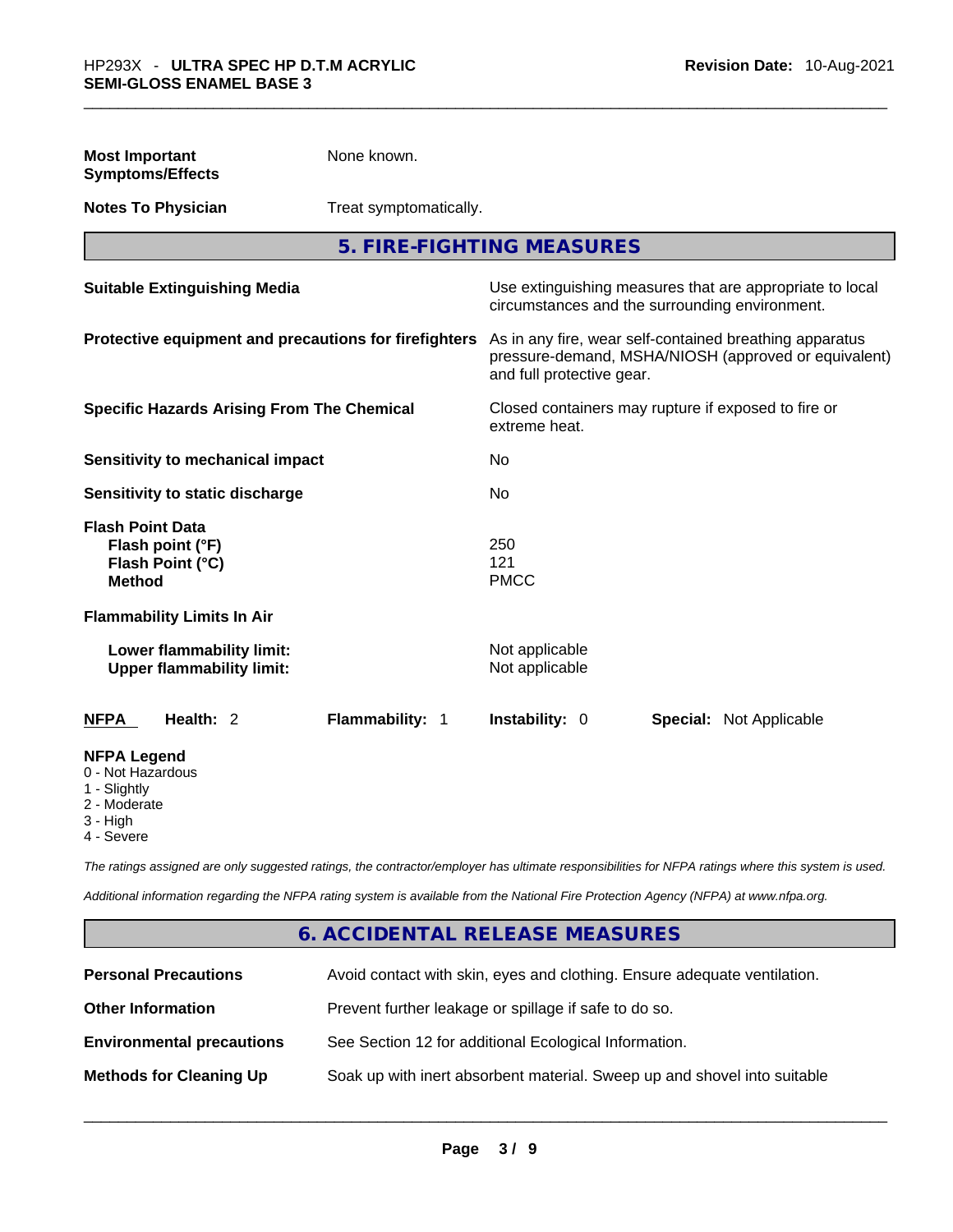**Most Important Symptoms/Effects** None known.

**Notes To Physician** Treat symptomatically.

## 5. FIRE-FIGHTING MEASURES

| | |
|---|---|
| **Suitable Extinguishing Media** | Use extinguishing measures that are appropriate to local circumstances and the surrounding environment. |
| **Protective equipment and precautions for firefighters** | As in any fire, wear self-contained breathing apparatus pressure-demand, MSHA/NIOSH (approved or equivalent) and full protective gear. |
| **Specific Hazards Arising From The Chemical** | Closed containers may rupture if exposed to fire or extreme heat. |
| **Sensitivity to mechanical impact** | No |
| **Sensitivity to static discharge** | No |
| **Flash Point Data** | |
| **Flash point (°F)** | 250 |
| **Flash Point (°C)** | 121 |
| **Method** | PMCC |
| **Flammability Limits In Air** | |
| **Lower flammability limit:** | Not applicable |
| **Upper flammability limit:** | Not applicable |

**NFPA** Health: 2 **Flammability:** 1 **Instability:** 0 **Special:** Not Applicable

**NFPA Legend**
0 - Not Hazardous
1 - Slightly
2 - Moderate
3 - High
4 - Severe

*The ratings assigned are only suggested ratings, the contractor/employer has ultimate responsibilities for NFPA ratings where this system is used.*

*Additional information regarding the NFPA rating system is available from the National Fire Protection Agency (NFPA) at www.nfpa.org.*

## 6. ACCIDENTAL RELEASE MEASURES

| | |
|---|---|
| **Personal Precautions** | Avoid contact with skin, eyes and clothing. Ensure adequate ventilation. |
| **Other Information** | Prevent further leakage or spillage if safe to do so. |
| **Environmental precautions** | See Section 12 for additional Ecological Information. |
| **Methods for Cleaning Up** | Soak up with inert absorbent material. Sweep up and shovel into suitable |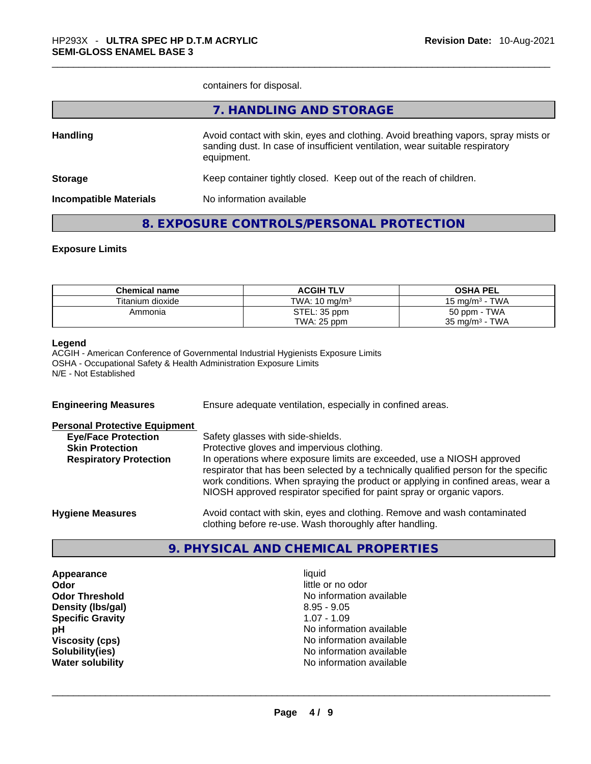containers for disposal.

## 7. HANDLING AND STORAGE

**Handling** Avoid contact with skin, eyes and clothing. Avoid breathing vapors, spray mists or sanding dust. In case of insufficient ventilation, wear suitable respiratory equipment.

**Storage** Keep container tightly closed. Keep out of the reach of children.

**Incompatible Materials** No information available

## 8. EXPOSURE CONTROLS/PERSONAL PROTECTION

**Exposure Limits**

| Chemical name | ACGIH TLV | OSHA PEL |
|---|---|---|
| Titanium dioxide | TWA: 10 mg/m³ | 15 mg/m³ - TWA |
| Ammonia | STEL: 35 ppm<br>TWA: 25 ppm | 50 ppm - TWA<br>35 mg/m³ - TWA |

**Legend**
ACGIH - American Conference of Governmental Industrial Hygienists Exposure Limits
OSHA - Occupational Safety & Health Administration Exposure Limits
N/E - Not Established

**Engineering Measures** Ensure adequate ventilation, especially in confined areas.

**Personal Protective Equipment**

**Eye/Face Protection** Safety glasses with side-shields.

**Skin Protection** Protective gloves and impervious clothing.

**Respiratory Protection** In operations where exposure limits are exceeded, use a NIOSH approved respirator that has been selected by a technically qualified person for the specific work conditions. When spraying the product or applying in confined areas, wear a NIOSH approved respirator specified for paint spray or organic vapors.

**Hygiene Measures** Avoid contact with skin, eyes and clothing. Remove and wash contaminated clothing before re-use. Wash thoroughly after handling.

## 9. PHYSICAL AND CHEMICAL PROPERTIES

**Appearance** liquid
**Odor** little or no odor
**Odor Threshold** No information available
**Density (lbs/gal)** 8.95 - 9.05
**Specific Gravity** 1.07 - 1.09
**pH** No information available
**Viscosity (cps)** No information available
**Solubility(ies)** No information available
**Water solubility** No information available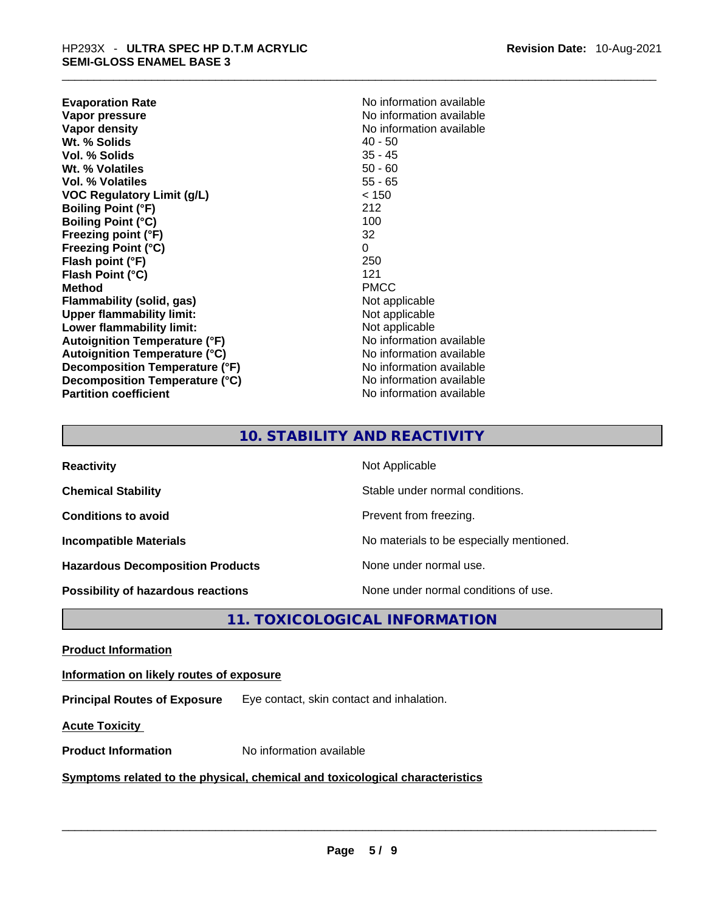| | |
|---|---|
| **Evaporation Rate** | No information available |
| **Vapor pressure** | No information available |
| **Vapor density** | No information available |
| **Wt. % Solids** | 40 - 50 |
| **Vol. % Solids** | 35 - 45 |
| **Wt. % Volatiles** | 50 - 60 |
| **Vol. % Volatiles** | 55 - 65 |
| **VOC Regulatory Limit (g/L)** | < 150 |
| **Boiling Point (°F)** | 212 |
| **Boiling Point (°C)** | 100 |
| **Freezing point (°F)** | 32 |
| **Freezing Point (°C)** | 0 |
| **Flash point (°F)** | 250 |
| **Flash Point (°C)** | 121 |
| **Method** | PMCC |
| **Flammability (solid, gas)** | Not applicable |
| **Upper flammability limit:** | Not applicable |
| **Lower flammability limit:** | Not applicable |
| **Autoignition Temperature (°F)** | No information available |
| **Autoignition Temperature (°C)** | No information available |
| **Decomposition Temperature (°F)** | No information available |
| **Decomposition Temperature (°C)** | No information available |
| **Partition coefficient** | No information available |

## 10. STABILITY AND REACTIVITY

| | |
|---|---|
| **Reactivity** | Not Applicable |
| **Chemical Stability** | Stable under normal conditions. |
| **Conditions to avoid** | Prevent from freezing. |
| **Incompatible Materials** | No materials to be especially mentioned. |
| **Hazardous Decomposition Products** | None under normal use. |
| **Possibility of hazardous reactions** | None under normal conditions of use. |

## 11. TOXICOLOGICAL INFORMATION

**Product Information**

**Information on likely routes of exposure**

**Principal Routes of Exposure** Eye contact, skin contact and inhalation.

**Acute Toxicity**

**Product Information** No information available

**Symptoms related to the physical, chemical and toxicological characteristics**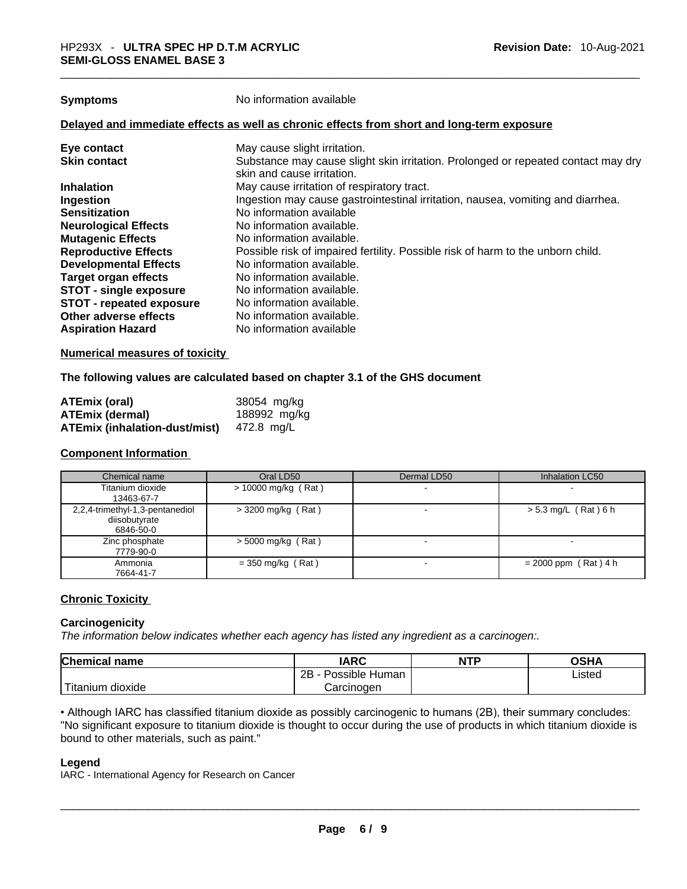**Symptoms** No information available

**Delayed and immediate effects as well as chronic effects from short and long-term exposure**

| | |
|---|---|
| **Eye contact** | May cause slight irritation. |
| **Skin contact** | Substance may cause slight skin irritation. Prolonged or repeated contact may dry skin and cause irritation. |
| **Inhalation** | May cause irritation of respiratory tract. |
| **Ingestion** | Ingestion may cause gastrointestinal irritation, nausea, vomiting and diarrhea. |
| **Sensitization** | No information available |
| **Neurological Effects** | No information available. |
| **Mutagenic Effects** | No information available. |
| **Reproductive Effects** | Possible risk of impaired fertility. Possible risk of harm to the unborn child. |
| **Developmental Effects** | No information available. |
| **Target organ effects** | No information available. |
| **STOT - single exposure** | No information available. |
| **STOT - repeated exposure** | No information available. |
| **Other adverse effects** | No information available. |
| **Aspiration Hazard** | No information available |

**Numerical measures of toxicity**

**The following values are calculated based on chapter 3.1 of the GHS document**

| | |
|---|---|
| **ATEmix (oral)** | 38054 mg/kg |
| **ATEmix (dermal)** | 188992 mg/kg |
| **ATEmix (inhalation-dust/mist)** | 472.8 mg/L |

**Component Information**

| Chemical name | Oral LD50 | Dermal LD50 | Inhalation LC50 |
|---|---|---|---|
| Titanium dioxide 13463-67-7 | > 10000 mg/kg ( Rat ) | - | - |
| 2,2,4-trimethyl-1,3-pentanediol diisobutyrate 6846-50-0 | > 3200 mg/kg ( Rat ) | - | > 5.3 mg/L ( Rat ) 6 h |
| Zinc phosphate 7779-90-0 | > 5000 mg/kg ( Rat ) | - | - |
| Ammonia 7664-41-7 | = 350 mg/kg ( Rat ) | - | = 2000 ppm ( Rat ) 4 h |

**Chronic Toxicity**

**Carcinogenicity**

*The information below indicates whether each agency has listed any ingredient as a carcinogen:.*

| Chemical name | IARC | NTP | OSHA |
|---|---|---|---|
| Titanium dioxide | 2B - Possible Human Carcinogen | | Listed |

• Although IARC has classified titanium dioxide as possibly carcinogenic to humans (2B), their summary concludes: "No significant exposure to titanium dioxide is thought to occur during the use of products in which titanium dioxide is bound to other materials, such as paint."

**Legend**

IARC - International Agency for Research on Cancer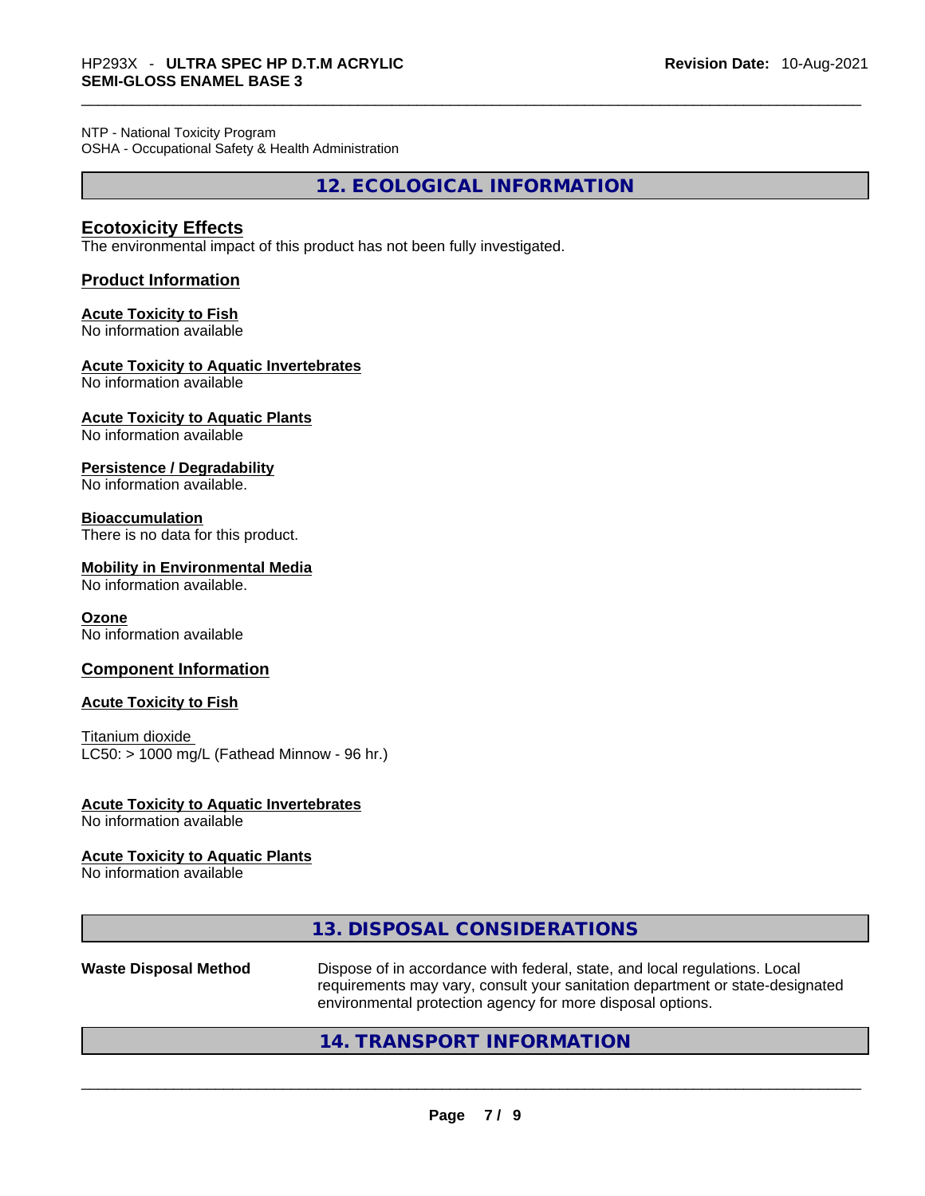NTP - National Toxicity Program
OSHA - Occupational Safety & Health Administration

## 12. ECOLOGICAL INFORMATION

### Ecotoxicity Effects

The environmental impact of this product has not been fully investigated.

### Product Information

**Acute Toxicity to Fish**
No information available

**Acute Toxicity to Aquatic Invertebrates**
No information available

**Acute Toxicity to Aquatic Plants**
No information available

**Persistence / Degradability**
No information available.

**Bioaccumulation**
There is no data for this product.

**Mobility in Environmental Media**
No information available.

**Ozone**
No information available

### Component Information

**Acute Toxicity to Fish**

Titanium dioxide
LC50: > 1000 mg/L (Fathead Minnow - 96 hr.)

**Acute Toxicity to Aquatic Invertebrates**
No information available

**Acute Toxicity to Aquatic Plants**
No information available

## 13. DISPOSAL CONSIDERATIONS

| | |
|---|---|
| **Waste Disposal Method** | Dispose of in accordance with federal, state, and local regulations. Local requirements may vary, consult your sanitation department or state-designated environmental protection agency for more disposal options. |

## 14. TRANSPORT INFORMATION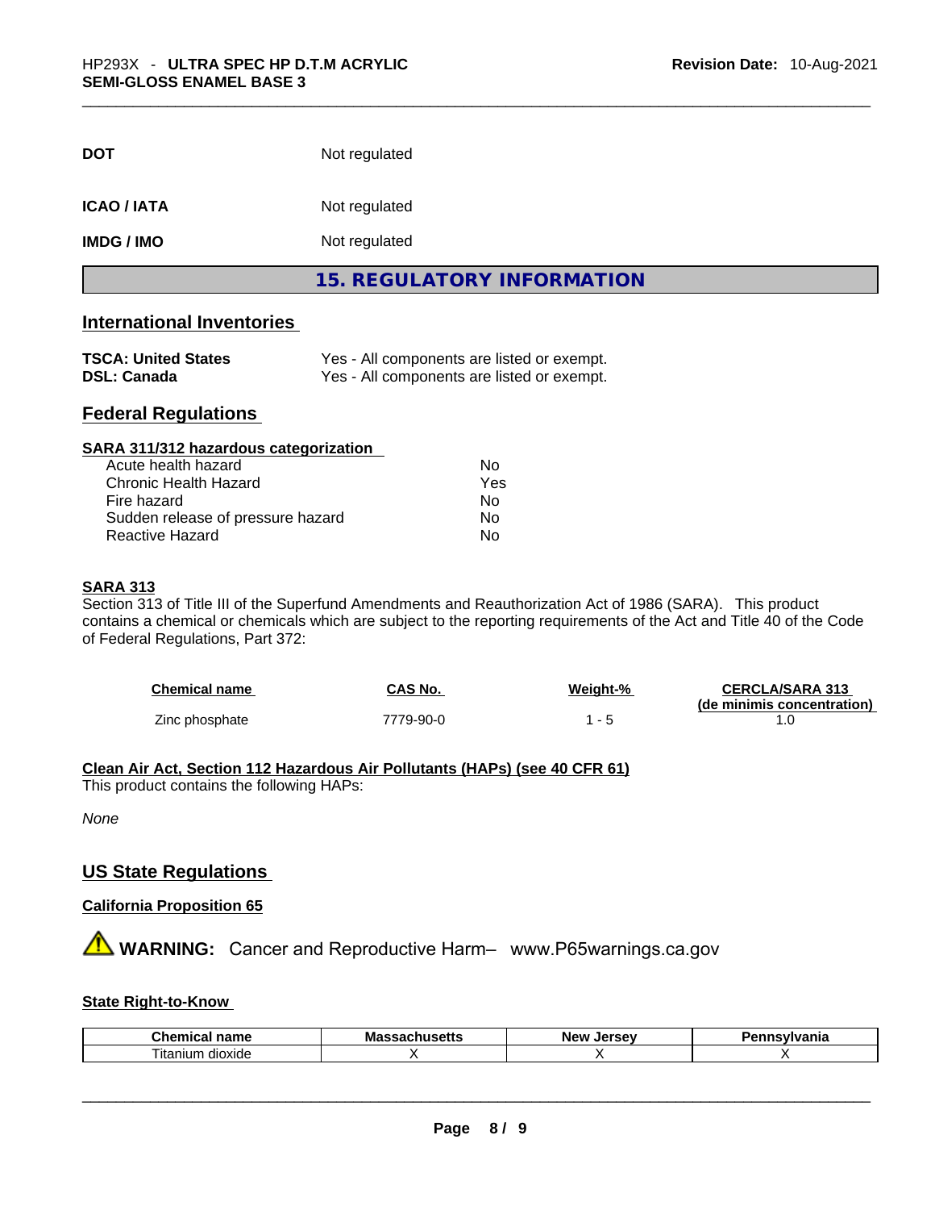| | |
|---|---|
| **DOT** | Not regulated |
| **ICAO / IATA** | Not regulated |
| **IMDG / IMO** | Not regulated |

## 15. REGULATORY INFORMATION

### International Inventories

| | |
|---|---|
| **TSCA: United States** | Yes - All components are listed or exempt. |
| **DSL: Canada** | Yes - All components are listed or exempt. |

### Federal Regulations

**SARA 311/312 hazardous categorization**

| | |
|---|---|
| Acute health hazard | No |
| Chronic Health Hazard | Yes |
| Fire hazard | No |
| Sudden release of pressure hazard | No |
| Reactive Hazard | No |

**SARA 313**

Section 313 of Title III of the Superfund Amendments and Reauthorization Act of 1986 (SARA). This product contains a chemical or chemicals which are subject to the reporting requirements of the Act and Title 40 of the Code of Federal Regulations, Part 372:

| Chemical name | CAS No. | Weight-% | CERCLA/SARA 313 (de minimis concentration) |
|---|---|---|---|
| Zinc phosphate | 7779-90-0 | 1 - 5 | 1.0 |

**Clean Air Act, Section 112 Hazardous Air Pollutants (HAPs) (see 40 CFR 61)**

This product contains the following HAPs:

*None*

### US State Regulations

**California Proposition 65**

⚠ **WARNING:** Cancer and Reproductive Harm– www.P65warnings.ca.gov

**State Right-to-Know**

| Chemical name | Massachusetts | New Jersey | Pennsylvania |
|---|---|---|---|
| Titanium dioxide | X | X | X |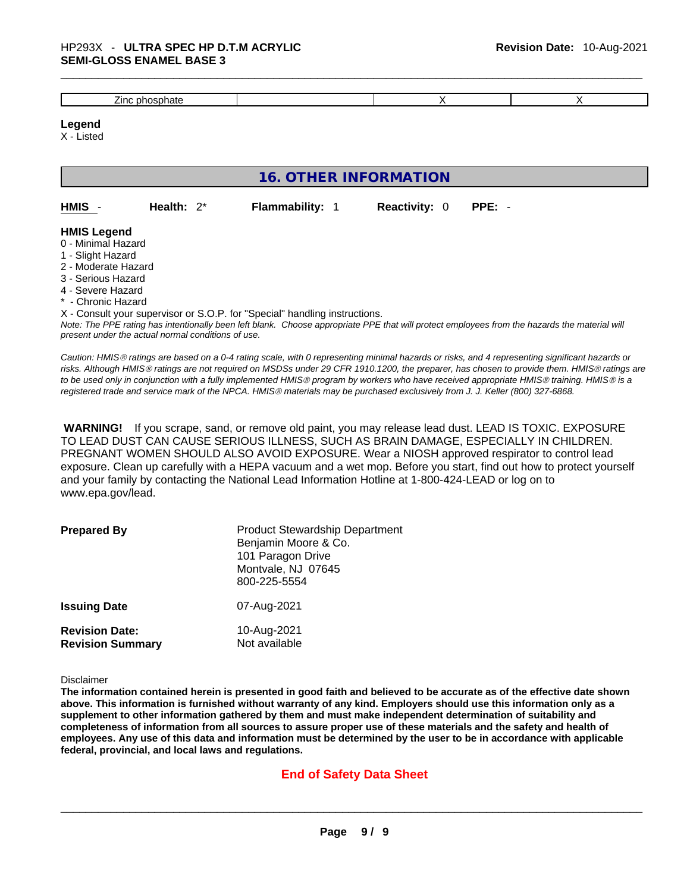| | | | |
|---|---|---|---|
| Zinc phosphate | | X | X |

**Legend**
X - Listed

## 16. OTHER INFORMATION

**HMIS** - **Health:** 2* **Flammability:** 1 **Reactivity:** 0 **PPE:** -

**HMIS Legend**
0 - Minimal Hazard
1 - Slight Hazard
2 - Moderate Hazard
3 - Serious Hazard
4 - Severe Hazard
* - Chronic Hazard
X - Consult your supervisor or S.O.P. for "Special" handling instructions.

*Note: The PPE rating has intentionally been left blank. Choose appropriate PPE that will protect employees from the hazards the material will present under the actual normal conditions of use.*

*Caution: HMIS® ratings are based on a 0-4 rating scale, with 0 representing minimal hazards or risks, and 4 representing significant hazards or risks. Although HMIS® ratings are not required on MSDSs under 29 CFR 1910.1200, the preparer, has chosen to provide them. HMIS® ratings are to be used only in conjunction with a fully implemented HMIS® program by workers who have received appropriate HMIS® training. HMIS® is a registered trade and service mark of the NPCA. HMIS® materials may be purchased exclusively from J. J. Keller (800) 327-6868.*

**WARNING!** If you scrape, sand, or remove old paint, you may release lead dust. LEAD IS TOXIC. EXPOSURE TO LEAD DUST CAN CAUSE SERIOUS ILLNESS, SUCH AS BRAIN DAMAGE, ESPECIALLY IN CHILDREN. PREGNANT WOMEN SHOULD ALSO AVOID EXPOSURE. Wear a NIOSH approved respirator to control lead exposure. Clean up carefully with a HEPA vacuum and a wet mop. Before you start, find out how to protect yourself and your family by contacting the National Lead Information Hotline at 1-800-424-LEAD or log on to www.epa.gov/lead.

**Prepared By**
Product Stewardship Department
Benjamin Moore & Co.
101 Paragon Drive
Montvale, NJ 07645
800-225-5554

**Issuing Date** 07-Aug-2021

**Revision Date:** 10-Aug-2021
**Revision Summary** Not available

Disclaimer
**The information contained herein is presented in good faith and believed to be accurate as of the effective date shown above. This information is furnished without warranty of any kind. Employers should use this information only as a supplement to other information gathered by them and must make independent determination of suitability and completeness of information from all sources to assure proper use of these materials and the safety and health of employees. Any use of this data and information must be determined by the user to be in accordance with applicable federal, provincial, and local laws and regulations.**

**End of Safety Data Sheet**